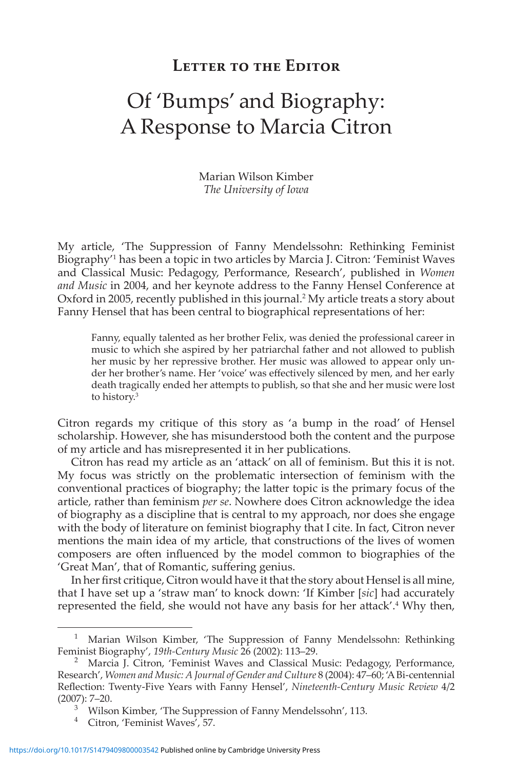## Letter to the Editor

# Of 'Bumps' and Biography: A Response to Marcia Citron

Marian Wilson Kimber
*The University of Iowa*

My article, 'The Suppression of Fanny Mendelssohn: Rethinking Feminist Biography'[1] has been a topic in two articles by Marcia J. Citron: 'Feminist Waves and Classical Music: Pedagogy, Performance, Research', published in *Women and Music* in 2004, and her keynote address to the Fanny Hensel Conference at Oxford in 2005, recently published in this journal.[2] My article treats a story about Fanny Hensel that has been central to biographical representations of her:

> Fanny, equally talented as her brother Felix, was denied the professional career in music to which she aspired by her patriarchal father and not allowed to publish her music by her repressive brother. Her music was allowed to appear only under her brother's name. Her 'voice' was effectively silenced by men, and her early death tragically ended her attempts to publish, so that she and her music were lost to history.[3]

Citron regards my critique of this story as 'a bump in the road' of Hensel scholarship. However, she has misunderstood both the content and the purpose of my article and has misrepresented it in her publications.

Citron has read my article as an 'attack' on all of feminism. But this it is not. My focus was strictly on the problematic intersection of feminism with the conventional practices of biography; the latter topic is the primary focus of the article, rather than feminism *per se*. Nowhere does Citron acknowledge the idea of biography as a discipline that is central to my approach, nor does she engage with the body of literature on feminist biography that I cite. In fact, Citron never mentions the main idea of my article, that constructions of the lives of women composers are often influenced by the model common to biographies of the 'Great Man', that of Romantic, suffering genius.

In her first critique, Citron would have it that the story about Hensel is all mine, that I have set up a 'straw man' to knock down: 'If Kimber [*sic*] had accurately represented the field, she would not have any basis for her attack'.[4] Why then,

---

[1] Marian Wilson Kimber, 'The Suppression of Fanny Mendelssohn: Rethinking Feminist Biography', *19th-Century Music* 26 (2002): 113–29.

[2] Marcia J. Citron, 'Feminist Waves and Classical Music: Pedagogy, Performance, Research', *Women and Music: A Journal of Gender and Culture* 8 (2004): 47–60; 'A Bi-centennial Reflection: Twenty-Five Years with Fanny Hensel', *Nineteenth-Century Music Review* 4/2 (2007): 7–20.

[3] Wilson Kimber, 'The Suppression of Fanny Mendelssohn', 113.

[4] Citron, 'Feminist Waves', 57.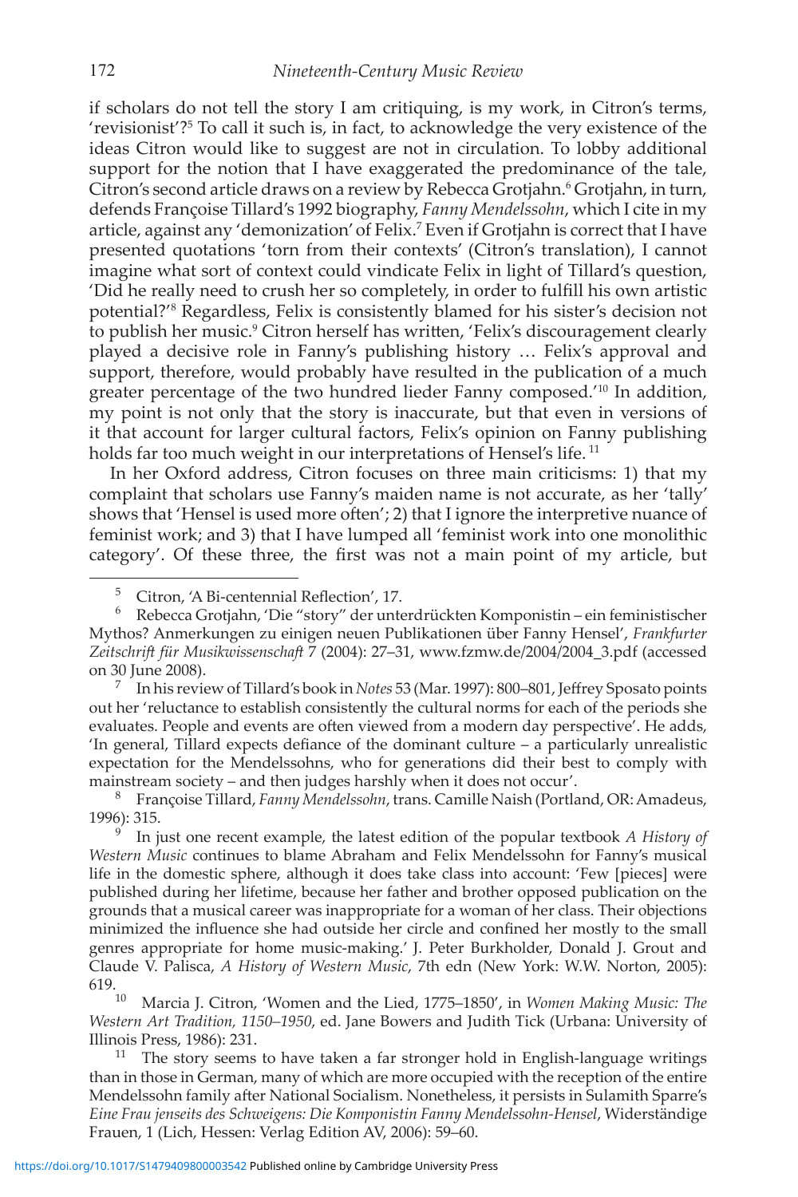if scholars do not tell the story I am critiquing, is my work, in Citron's terms, 'revisionist'?[5] To call it such is, in fact, to acknowledge the very existence of the ideas Citron would like to suggest are not in circulation. To lobby additional support for the notion that I have exaggerated the predominance of the tale, Citron's second article draws on a review by Rebecca Grotjahn.[6] Grotjahn, in turn, defends Françoise Tillard's 1992 biography, *Fanny Mendelssohn*, which I cite in my article, against any 'demonization' of Felix.[7] Even if Grotjahn is correct that I have presented quotations 'torn from their contexts' (Citron's translation), I cannot imagine what sort of context could vindicate Felix in light of Tillard's question, 'Did he really need to crush her so completely, in order to fulfill his own artistic potential?'[8] Regardless, Felix is consistently blamed for his sister's decision not to publish her music.[9] Citron herself has written, 'Felix's discouragement clearly played a decisive role in Fanny's publishing history … Felix's approval and support, therefore, would probably have resulted in the publication of a much greater percentage of the two hundred lieder Fanny composed.'[10] In addition, my point is not only that the story is inaccurate, but that even in versions of it that account for larger cultural factors, Felix's opinion on Fanny publishing holds far too much weight in our interpretations of Hensel's life.[11]

In her Oxford address, Citron focuses on three main criticisms: 1) that my complaint that scholars use Fanny's maiden name is not accurate, as her 'tally' shows that 'Hensel is used more often'; 2) that I ignore the interpretive nuance of feminist work; and 3) that I have lumped all 'feminist work into one monolithic category'. Of these three, the first was not a main point of my article, but

---

[5] Citron, 'A Bi-centennial Reflection', 17.

[6] Rebecca Grotjahn, 'Die "story" der unterdrückten Komponistin – ein feministischer Mythos? Anmerkungen zu einigen neuen Publikationen über Fanny Hensel', *Frankfurter Zeitschrift für Musikwissenschaft* 7 (2004): 27–31, www.fzmw.de/2004/2004_3.pdf (accessed on 30 June 2008).

[7] In his review of Tillard's book in *Notes* 53 (Mar. 1997): 800–801, Jeffrey Sposato points out her 'reluctance to establish consistently the cultural norms for each of the periods she evaluates. People and events are often viewed from a modern day perspective'. He adds, 'In general, Tillard expects defiance of the dominant culture – a particularly unrealistic expectation for the Mendelssohns, who for generations did their best to comply with mainstream society – and then judges harshly when it does not occur'.

[8] Françoise Tillard, *Fanny Mendelssohn*, trans. Camille Naish (Portland, OR: Amadeus, 1996): 315.

[9] In just one recent example, the latest edition of the popular textbook *A History of Western Music* continues to blame Abraham and Felix Mendelssohn for Fanny's musical life in the domestic sphere, although it does take class into account: 'Few [pieces] were published during her lifetime, because her father and brother opposed publication on the grounds that a musical career was inappropriate for a woman of her class. Their objections minimized the influence she had outside her circle and confined her mostly to the small genres appropriate for home music-making.' J. Peter Burkholder, Donald J. Grout and Claude V. Palisca, *A History of Western Music*, 7th edn (New York: W.W. Norton, 2005): 619.

[10] Marcia J. Citron, 'Women and the Lied, 1775–1850', in *Women Making Music: The Western Art Tradition, 1150–1950*, ed. Jane Bowers and Judith Tick (Urbana: University of Illinois Press, 1986): 231.

[11] The story seems to have taken a far stronger hold in English-language writings than in those in German, many of which are more occupied with the reception of the entire Mendelssohn family after National Socialism. Nonetheless, it persists in Sulamith Sparre's *Eine Frau jenseits des Schweigens: Die Komponistin Fanny Mendelssohn-Hensel*, Widerständige Frauen, 1 (Lich, Hessen: Verlag Edition AV, 2006): 59–60.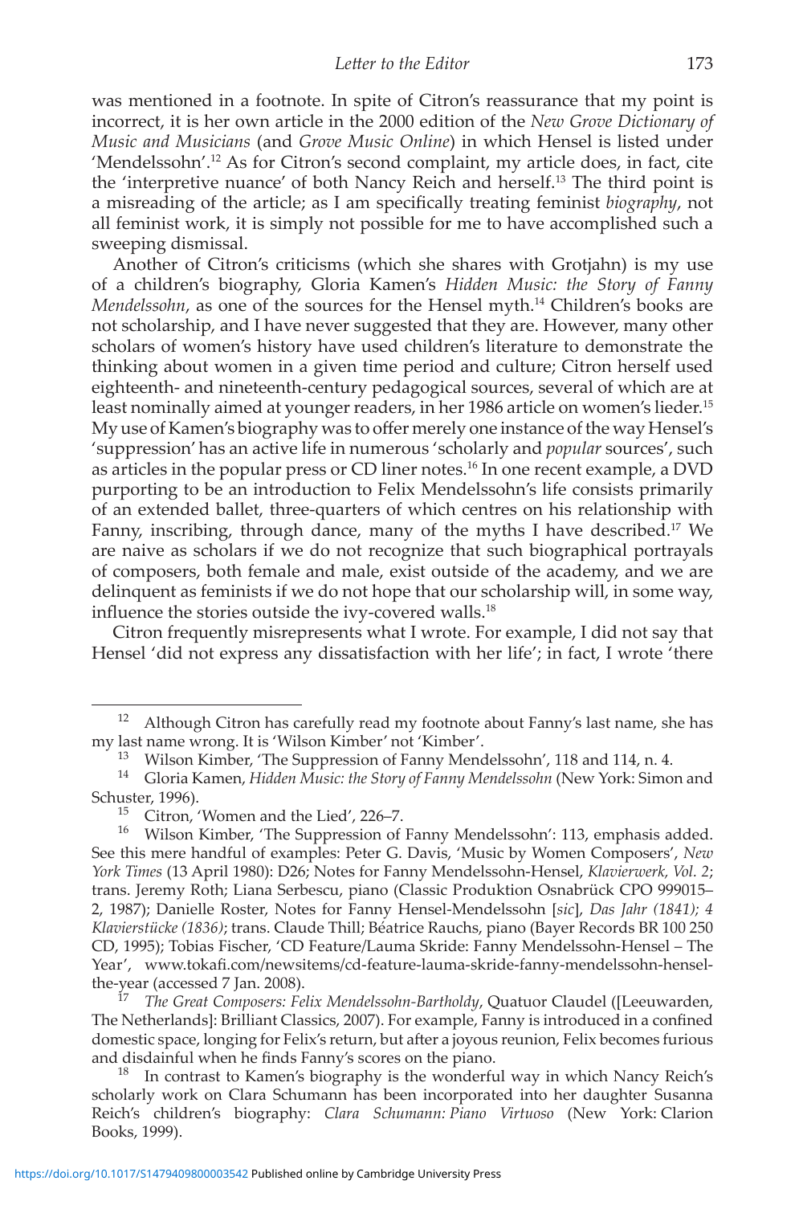was mentioned in a footnote. In spite of Citron's reassurance that my point is incorrect, it is her own article in the 2000 edition of the *New Grove Dictionary of Music and Musicians* (and *Grove Music Online*) in which Hensel is listed under 'Mendelssohn'.[12] As for Citron's second complaint, my article does, in fact, cite the 'interpretive nuance' of both Nancy Reich and herself.[13] The third point is a misreading of the article; as I am specifically treating feminist *biography*, not all feminist work, it is simply not possible for me to have accomplished such a sweeping dismissal.

Another of Citron's criticisms (which she shares with Grotjahn) is my use of a children's biography, Gloria Kamen's *Hidden Music: the Story of Fanny Mendelssohn*, as one of the sources for the Hensel myth.[14] Children's books are not scholarship, and I have never suggested that they are. However, many other scholars of women's history have used children's literature to demonstrate the thinking about women in a given time period and culture; Citron herself used eighteenth- and nineteenth-century pedagogical sources, several of which are at least nominally aimed at younger readers, in her 1986 article on women's lieder.[15] My use of Kamen's biography was to offer merely one instance of the way Hensel's 'suppression' has an active life in numerous 'scholarly and *popular* sources', such as articles in the popular press or CD liner notes.[16] In one recent example, a DVD purporting to be an introduction to Felix Mendelssohn's life consists primarily of an extended ballet, three-quarters of which centres on his relationship with Fanny, inscribing, through dance, many of the myths I have described.[17] We are naive as scholars if we do not recognize that such biographical portrayals of composers, both female and male, exist outside of the academy, and we are delinquent as feminists if we do not hope that our scholarship will, in some way, influence the stories outside the ivy-covered walls.[18]

Citron frequently misrepresents what I wrote. For example, I did not say that Hensel 'did not express any dissatisfaction with her life'; in fact, I wrote 'there

---

[12] Although Citron has carefully read my footnote about Fanny's last name, she has my last name wrong. It is 'Wilson Kimber' not 'Kimber'.

[13] Wilson Kimber, 'The Suppression of Fanny Mendelssohn', 118 and 114, n. 4.

[14] Gloria Kamen, *Hidden Music: the Story of Fanny Mendelssohn* (New York: Simon and Schuster, 1996).

[15] Citron, 'Women and the Lied', 226–7.

[16] Wilson Kimber, 'The Suppression of Fanny Mendelssohn': 113, emphasis added. See this mere handful of examples: Peter G. Davis, 'Music by Women Composers', *New York Times* (13 April 1980): D26; Notes for Fanny Mendelssohn-Hensel, *Klavierwerk, Vol. 2*; trans. Jeremy Roth; Liana Serbescu, piano (Classic Produktion Osnabrück CPO 999015–2, 1987); Danielle Roster, Notes for Fanny Hensel-Mendelssohn [*sic*], *Das Jahr (1841); 4 Klavierstücke (1836)*; trans. Claude Thill; Béatrice Rauchs, piano (Bayer Records BR 100 250 CD, 1995); Tobias Fischer, 'CD Feature/Lauma Skride: Fanny Mendelssohn-Hensel – The Year', www.tokafi.com/newsitems/cd-feature-lauma-skride-fanny-mendelssohn-hensel-the-year (accessed 7 Jan. 2008).

[17] *The Great Composers: Felix Mendelssohn-Bartholdy*, Quatuor Claudel ([Leeuwarden, The Netherlands]: Brilliant Classics, 2007). For example, Fanny is introduced in a confined domestic space, longing for Felix's return, but after a joyous reunion, Felix becomes furious and disdainful when he finds Fanny's scores on the piano.

[18] In contrast to Kamen's biography is the wonderful way in which Nancy Reich's scholarly work on Clara Schumann has been incorporated into her daughter Susanna Reich's children's biography: *Clara Schumann: Piano Virtuoso* (New York: Clarion Books, 1999).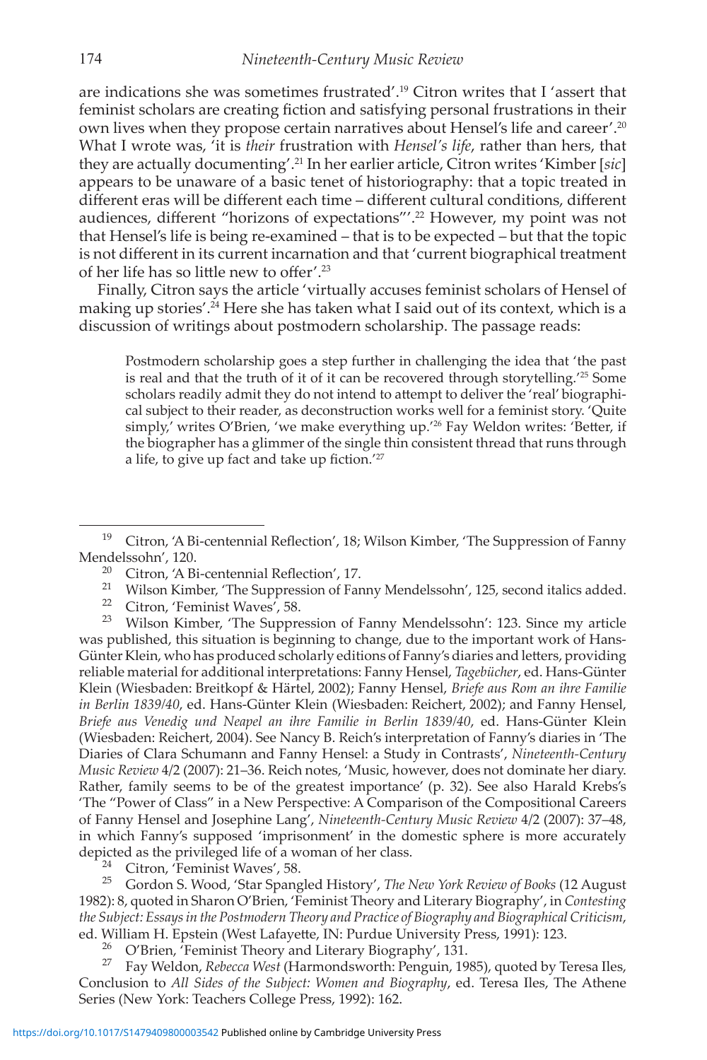are indications she was sometimes frustrated'.[19] Citron writes that I 'assert that feminist scholars are creating fiction and satisfying personal frustrations in their own lives when they propose certain narratives about Hensel's life and career'.[20] What I wrote was, 'it is *their* frustration with *Hensel's life*, rather than hers, that they are actually documenting'.[21] In her earlier article, Citron writes 'Kimber [*sic*] appears to be unaware of a basic tenet of historiography: that a topic treated in different eras will be different each time – different cultural conditions, different audiences, different "horizons of expectations"'.[22] However, my point was not that Hensel's life is being re-examined – that is to be expected – but that the topic is not different in its current incarnation and that 'current biographical treatment of her life has so little new to offer'.[23]

Finally, Citron says the article 'virtually accuses feminist scholars of Hensel of making up stories'.[24] Here she has taken what I said out of its context, which is a discussion of writings about postmodern scholarship. The passage reads:

> Postmodern scholarship goes a step further in challenging the idea that 'the past is real and that the truth of it of it can be recovered through storytelling.'[25] Some scholars readily admit they do not intend to attempt to deliver the 'real' biographical subject to their reader, as deconstruction works well for a feminist story. 'Quite simply,' writes O'Brien, 'we make everything up.'[26] Fay Weldon writes: 'Better, if the biographer has a glimmer of the single thin consistent thread that runs through a life, to give up fact and take up fiction.'[27]

---

[19] Citron, 'A Bi-centennial Reflection', 18; Wilson Kimber, 'The Suppression of Fanny Mendelssohn', 120.

[20] Citron, 'A Bi-centennial Reflection', 17.

[21] Wilson Kimber, 'The Suppression of Fanny Mendelssohn', 125, second italics added.

[22] Citron, 'Feminist Waves', 58.

[23] Wilson Kimber, 'The Suppression of Fanny Mendelssohn': 123. Since my article was published, this situation is beginning to change, due to the important work of Hans-Günter Klein, who has produced scholarly editions of Fanny's diaries and letters, providing reliable material for additional interpretations: Fanny Hensel, *Tagebücher*, ed. Hans-Günter Klein (Wiesbaden: Breitkopf & Härtel, 2002); Fanny Hensel, *Briefe aus Rom an ihre Familie in Berlin 1839/40*, ed. Hans-Günter Klein (Wiesbaden: Reichert, 2002); and Fanny Hensel, *Briefe aus Venedig und Neapel an ihre Familie in Berlin 1839/40*, ed. Hans-Günter Klein (Wiesbaden: Reichert, 2004). See Nancy B. Reich's interpretation of Fanny's diaries in 'The Diaries of Clara Schumann and Fanny Hensel: a Study in Contrasts', *Nineteenth-Century Music Review* 4/2 (2007): 21–36. Reich notes, 'Music, however, does not dominate her diary. Rather, family seems to be of the greatest importance' (p. 32). See also Harald Krebs's 'The "Power of Class" in a New Perspective: A Comparison of the Compositional Careers of Fanny Hensel and Josephine Lang', *Nineteenth-Century Music Review* 4/2 (2007): 37–48, in which Fanny's supposed 'imprisonment' in the domestic sphere is more accurately depicted as the privileged life of a woman of her class.

[24] Citron, 'Feminist Waves', 58.

[25] Gordon S. Wood, 'Star Spangled History', *The New York Review of Books* (12 August 1982): 8, quoted in Sharon O'Brien, 'Feminist Theory and Literary Biography', in *Contesting the Subject: Essays in the Postmodern Theory and Practice of Biography and Biographical Criticism*, ed. William H. Epstein (West Lafayette, IN: Purdue University Press, 1991): 123.

[26] O'Brien, 'Feminist Theory and Literary Biography', 131.

[27] Fay Weldon, *Rebecca West* (Harmondsworth: Penguin, 1985), quoted by Teresa Iles, Conclusion to *All Sides of the Subject: Women and Biography*, ed. Teresa Iles, The Athene Series (New York: Teachers College Press, 1992): 162.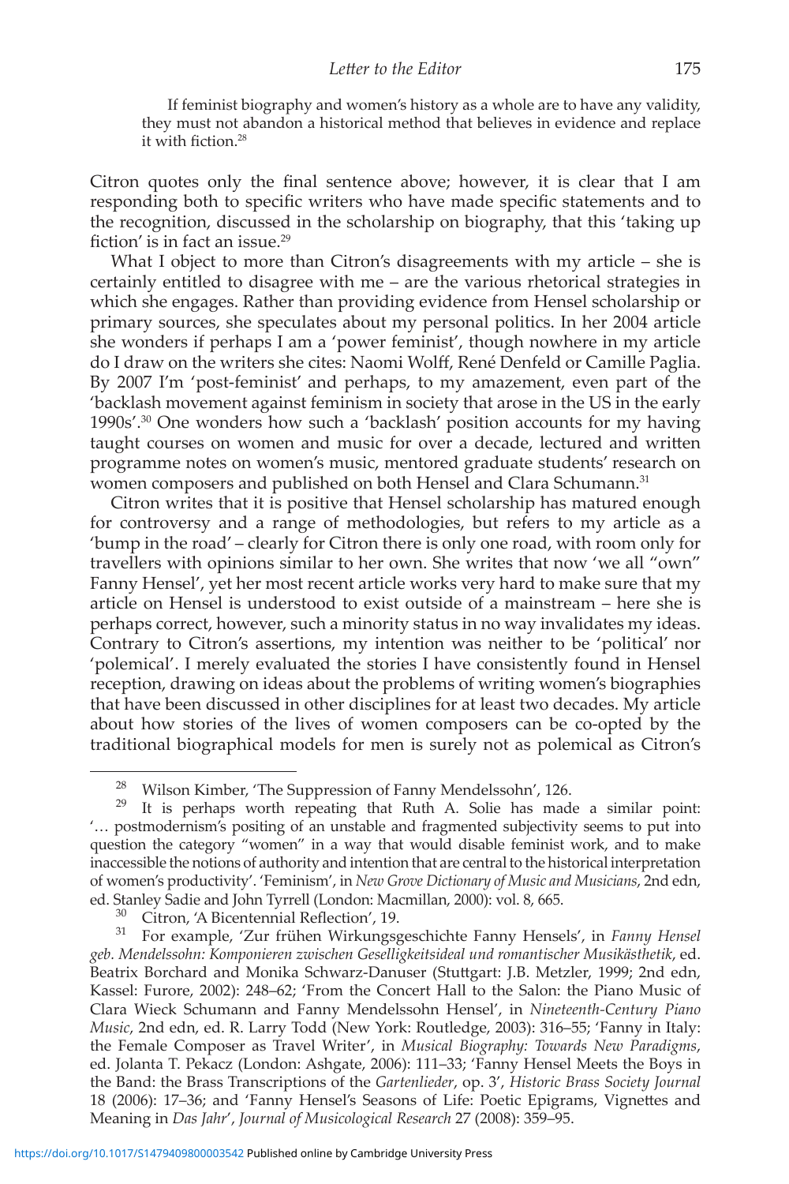> If feminist biography and women's history as a whole are to have any validity, they must not abandon a historical method that believes in evidence and replace it with fiction.[28]

Citron quotes only the final sentence above; however, it is clear that I am responding both to specific writers who have made specific statements and to the recognition, discussed in the scholarship on biography, that this 'taking up fiction' is in fact an issue.[29]

What I object to more than Citron's disagreements with my article – she is certainly entitled to disagree with me – are the various rhetorical strategies in which she engages. Rather than providing evidence from Hensel scholarship or primary sources, she speculates about my personal politics. In her 2004 article she wonders if perhaps I am a 'power feminist', though nowhere in my article do I draw on the writers she cites: Naomi Wolff, René Denfeld or Camille Paglia. By 2007 I'm 'post-feminist' and perhaps, to my amazement, even part of the 'backlash movement against feminism in society that arose in the US in the early 1990s'.[30] One wonders how such a 'backlash' position accounts for my having taught courses on women and music for over a decade, lectured and written programme notes on women's music, mentored graduate students' research on women composers and published on both Hensel and Clara Schumann.[31]

Citron writes that it is positive that Hensel scholarship has matured enough for controversy and a range of methodologies, but refers to my article as a 'bump in the road' – clearly for Citron there is only one road, with room only for travellers with opinions similar to her own. She writes that now 'we all "own" Fanny Hensel', yet her most recent article works very hard to make sure that my article on Hensel is understood to exist outside of a mainstream – here she is perhaps correct, however, such a minority status in no way invalidates my ideas. Contrary to Citron's assertions, my intention was neither to be 'political' nor 'polemical'. I merely evaluated the stories I have consistently found in Hensel reception, drawing on ideas about the problems of writing women's biographies that have been discussed in other disciplines for at least two decades. My article about how stories of the lives of women composers can be co-opted by the traditional biographical models for men is surely not as polemical as Citron's

---

[28] Wilson Kimber, 'The Suppression of Fanny Mendelssohn', 126.

[29] It is perhaps worth repeating that Ruth A. Solie has made a similar point: '… postmodernism's positing of an unstable and fragmented subjectivity seems to put into question the category "women" in a way that would disable feminist work, and to make inaccessible the notions of authority and intention that are central to the historical interpretation of women's productivity'. 'Feminism', in *New Grove Dictionary of Music and Musicians*, 2nd edn, ed. Stanley Sadie and John Tyrrell (London: Macmillan, 2000): vol. 8, 665.

[30] Citron, 'A Bicentennial Reflection', 19.

[31] For example, 'Zur frühen Wirkungsgeschichte Fanny Hensels', in *Fanny Hensel geb. Mendelssohn: Komponieren zwischen Geselligkeitsideal und romantischer Musikästhetik*, ed. Beatrix Borchard and Monika Schwarz-Danuser (Stuttgart: J.B. Metzler, 1999; 2nd edn, Kassel: Furore, 2002): 248–62; 'From the Concert Hall to the Salon: the Piano Music of Clara Wieck Schumann and Fanny Mendelssohn Hensel', in *Nineteenth-Century Piano Music*, 2nd edn, ed. R. Larry Todd (New York: Routledge, 2003): 316–55; 'Fanny in Italy: the Female Composer as Travel Writer', in *Musical Biography: Towards New Paradigms*, ed. Jolanta T. Pekacz (London: Ashgate, 2006): 111–33; 'Fanny Hensel Meets the Boys in the Band: the Brass Transcriptions of the *Gartenlieder*, op. 3', *Historic Brass Society Journal* 18 (2006): 17–36; and 'Fanny Hensel's Seasons of Life: Poetic Epigrams, Vignettes and Meaning in *Das Jahr*', *Journal of Musicological Research* 27 (2008): 359–95.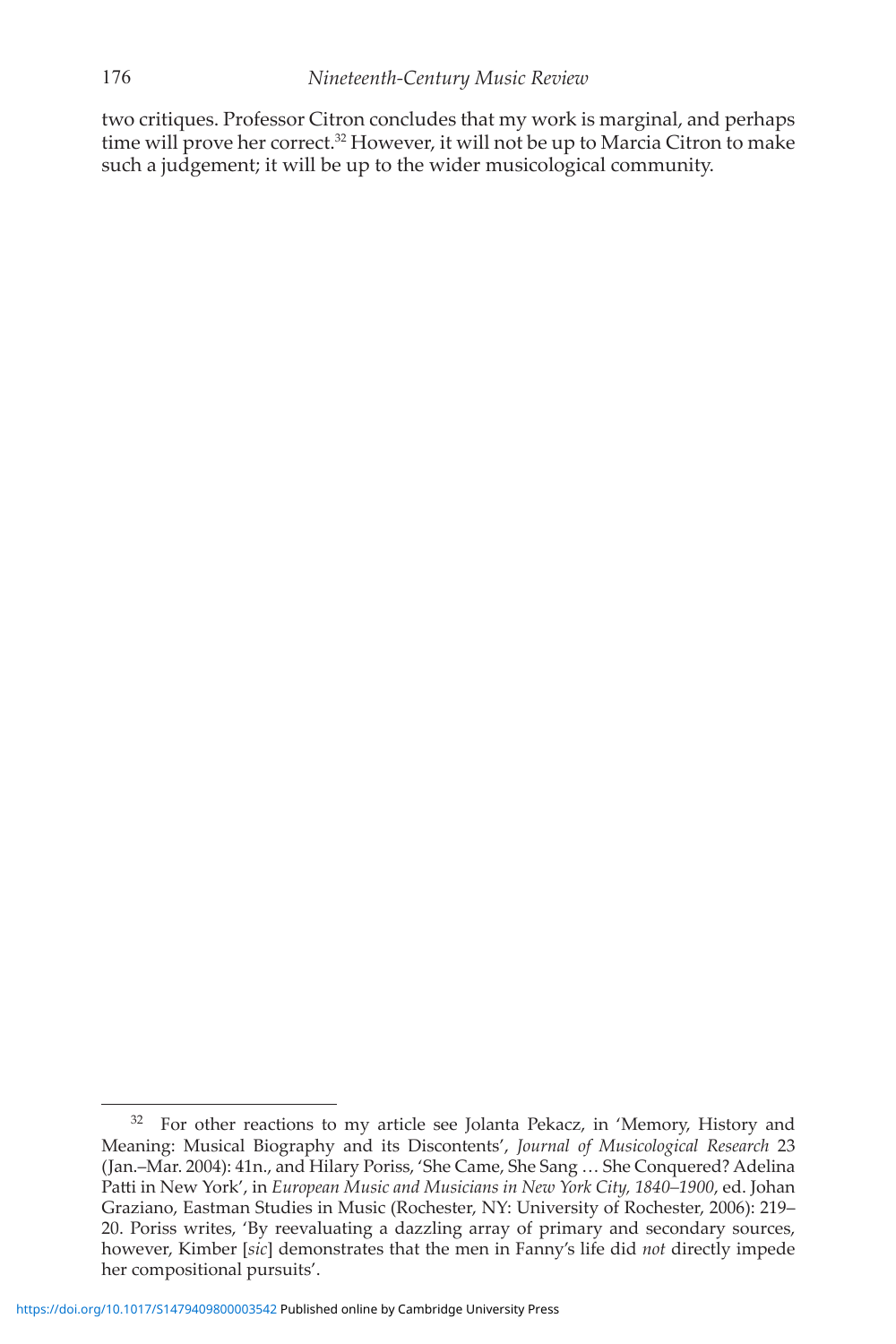two critiques. Professor Citron concludes that my work is marginal, and perhaps time will prove her correct.[32] However, it will not be up to Marcia Citron to make such a judgement; it will be up to the wider musicological community.

---

[32] For other reactions to my article see Jolanta Pekacz, in 'Memory, History and Meaning: Musical Biography and its Discontents', *Journal of Musicological Research* 23 (Jan.–Mar. 2004): 41n., and Hilary Poriss, 'She Came, She Sang … She Conquered? Adelina Patti in New York', in *European Music and Musicians in New York City, 1840–1900*, ed. Johan Graziano, Eastman Studies in Music (Rochester, NY: University of Rochester, 2006): 219–20. Poriss writes, 'By reevaluating a dazzling array of primary and secondary sources, however, Kimber [*sic*] demonstrates that the men in Fanny's life did *not* directly impede her compositional pursuits'.

https://doi.org/10.1017/S1479409800003542 Published online by Cambridge University Press